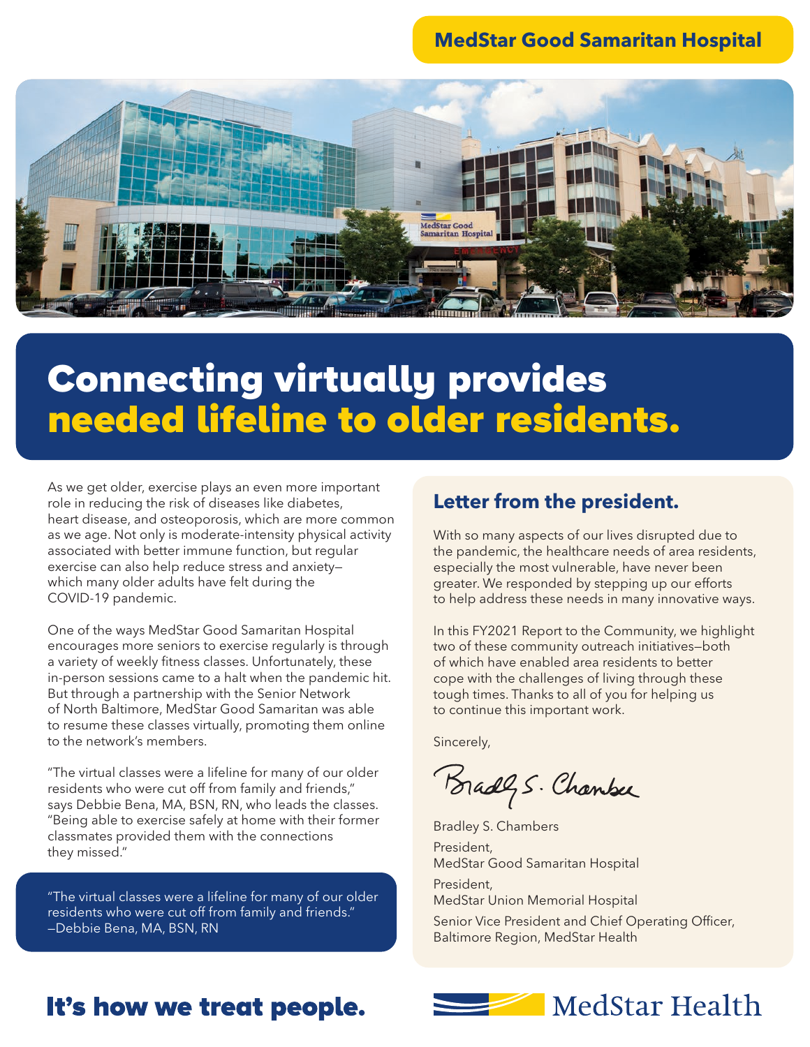MedStar Good Samaritan Hospital

# Connecting virtually provides needed lifeline to older residents.

As we get older, exercise plays an even more important role in reducing the risk of diseases like diabetes, heart disease, and osteoporosis, which are more common as we age. Not only is moderate-intensity physical activity associated with better immune function, but regular exercise can also help reduce stress and anxiety—which many older adults have felt during the COVID-19 pandemic.

One of the ways MedStar Good Samaritan Hospital encourages more seniors to exercise regularly is through a variety of weekly fitness classes. Unfortunately, these in-person sessions came to a halt when the pandemic hit. But through a partnership with the Senior Network of North Baltimore, MedStar Good Samaritan was able to resume these classes virtually, promoting them online to the network's members.

"The virtual classes were a lifeline for many of our older residents who were cut off from family and friends," says Debbie Bena, MA, BSN, RN, who leads the classes. "Being able to exercise safely at home with their former classmates provided them with the connections they missed."

> "The virtual classes were a lifeline for many of our older residents who were cut off from family and friends."
> —Debbie Bena, MA, BSN, RN

## Letter from the president.

With so many aspects of our lives disrupted due to the pandemic, the healthcare needs of area residents, especially the most vulnerable, have never been greater. We responded by stepping up our efforts to help address these needs in many innovative ways.

In this FY2021 Report to the Community, we highlight two of these community outreach initiatives—both of which have enabled area residents to better cope with the challenges of living through these tough times. Thanks to all of you for helping us to continue this important work.

Sincerely,

Bradley S. Chambers

Bradley S. Chambers

President,
MedStar Good Samaritan Hospital

President,
MedStar Union Memorial Hospital

Senior Vice President and Chief Operating Officer,
Baltimore Region, MedStar Health

**It's how we treat people.**

MedStar Health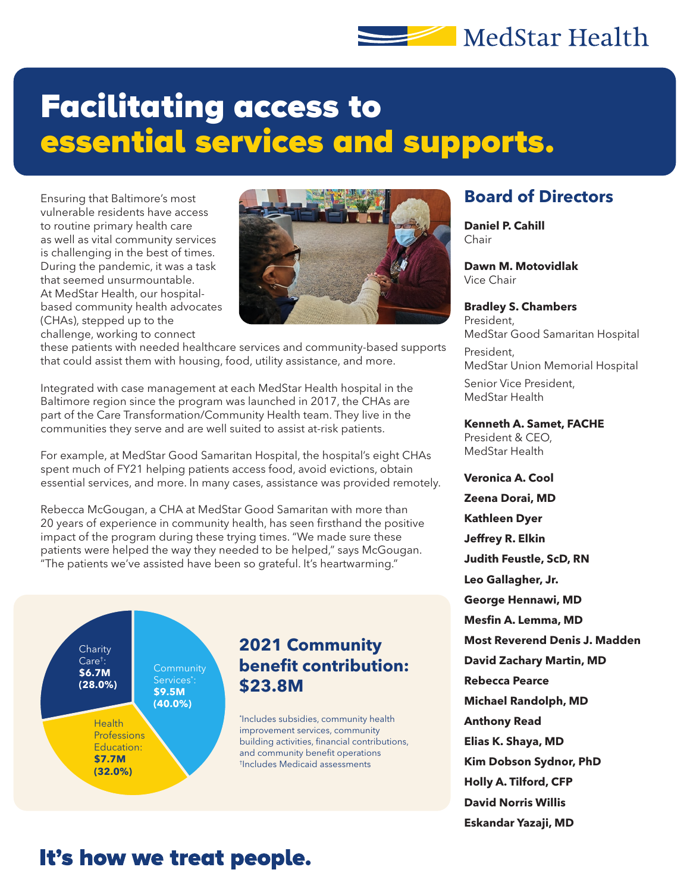MedStar Health

# Facilitating access to essential services and supports.

Ensuring that Baltimore's most vulnerable residents have access to routine primary health care as well as vital community services is challenging in the best of times. During the pandemic, it was a task that seemed unsurmountable. At MedStar Health, our hospital-based community health advocates (CHAs), stepped up to the challenge, working to connect these patients with needed healthcare services and community-based supports that could assist them with housing, food, utility assistance, and more.

Integrated with case management at each MedStar Health hospital in the Baltimore region since the program was launched in 2017, the CHAs are part of the Care Transformation/Community Health team. They live in the communities they serve and are well suited to assist at-risk patients.

For example, at MedStar Good Samaritan Hospital, the hospital's eight CHAs spent much of FY21 helping patients access food, avoid evictions, obtain essential services, and more. In many cases, assistance was provided remotely.

Rebecca McGougan, a CHA at MedStar Good Samaritan with more than 20 years of experience in community health, has seen firsthand the positive impact of the program during these trying times. "We made sure these patients were helped the way they needed to be helped," says McGougan. "The patients we've assisted have been so grateful. It's heartwarming."

Charity Care†: **$6.7M (28.0%)**

Community Services*: **$9.5M (40.0%)**

Health Professions Education: **$7.7M (32.0%)**

## 2021 Community benefit contribution: $23.8M

*Includes subsidies, community health improvement services, community building activities, financial contributions, and community benefit operations
†Includes Medicaid assessments

## Board of Directors

**Daniel P. Cahill**
Chair

**Dawn M. Motovidlak**
Vice Chair

**Bradley S. Chambers**
President,
MedStar Good Samaritan Hospital
President,
MedStar Union Memorial Hospital
Senior Vice President,
MedStar Health

**Kenneth A. Samet, FACHE**
President & CEO,
MedStar Health

**Veronica A. Cool**

**Zeena Dorai, MD**

**Kathleen Dyer**

**Jeffrey R. Elkin**

**Judith Feustle, ScD, RN**

**Leo Gallagher, Jr.**

**George Hennawi, MD**

**Mesfin A. Lemma, MD**

**Most Reverend Denis J. Madden**

**David Zachary Martin, MD**

**Rebecca Pearce**

**Michael Randolph, MD**

**Anthony Read**

**Elias K. Shaya, MD**

**Kim Dobson Sydnor, PhD**

**Holly A. Tilford, CFP**

**David Norris Willis**

**Eskandar Yazaji, MD**

**It's how we treat people.**